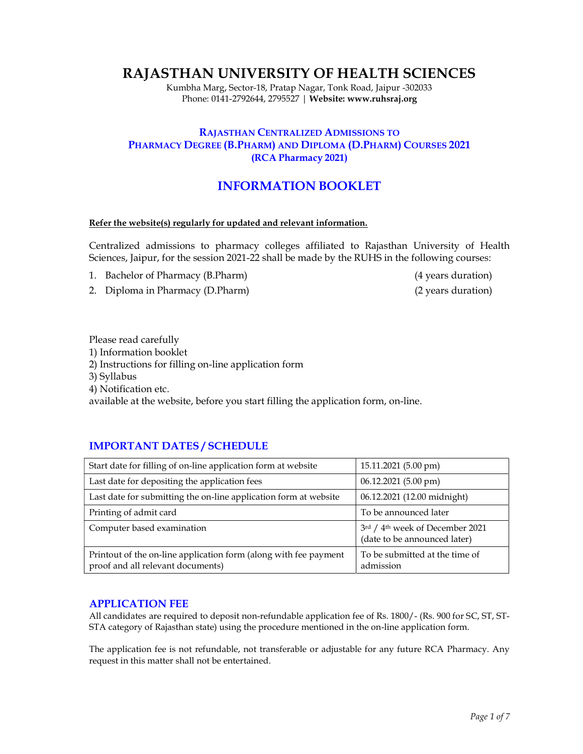# RAJASTHAN UNIVERSITY OF HEALTH SCIENCES

Kumbha Marg, Sector-18, Pratap Nagar, Tonk Road, Jaipur -302033
Phone: 0141-2792644, 2795527 | **Website: www.ruhsraj.org**

## RAJASTHAN CENTRALIZED ADMISSIONS TO PHARMACY DEGREE (B.PHARM) AND DIPLOMA (D.PHARM) COURSES 2021 (RCA Pharmacy 2021)

## INFORMATION BOOKLET

**Refer the website(s) regularly for updated and relevant information.**

Centralized admissions to pharmacy colleges affiliated to Rajasthan University of Health Sciences, Jaipur, for the session 2021-22 shall be made by the RUHS in the following courses:

1. Bachelor of Pharmacy (B.Pharm) (4 years duration)
2. Diploma in Pharmacy (D.Pharm) (2 years duration)

Please read carefully
1) Information booklet
2) Instructions for filling on-line application form
3) Syllabus
4) Notification etc.
available at the website, before you start filling the application form, on-line.

### IMPORTANT DATES / SCHEDULE

| | |
|---|---|
| Start date for filling of on-line application form at website | 15.11.2021 (5.00 pm) |
| Last date for depositing the application fees | 06.12.2021 (5.00 pm) |
| Last date for submitting the on-line application form at website | 06.12.2021 (12.00 midnight) |
| Printing of admit card | To be announced later |
| Computer based examination | 3rd / 4th week of December 2021 (date to be announced later) |
| Printout of the on-line application form (along with fee payment proof and all relevant documents) | To be submitted at the time of admission |

### APPLICATION FEE

All candidates are required to deposit non-refundable application fee of Rs. 1800/- (Rs. 900 for SC, ST, ST-STA category of Rajasthan state) using the procedure mentioned in the on-line application form.

The application fee is not refundable, not transferable or adjustable for any future RCA Pharmacy. Any request in this matter shall not be entertained.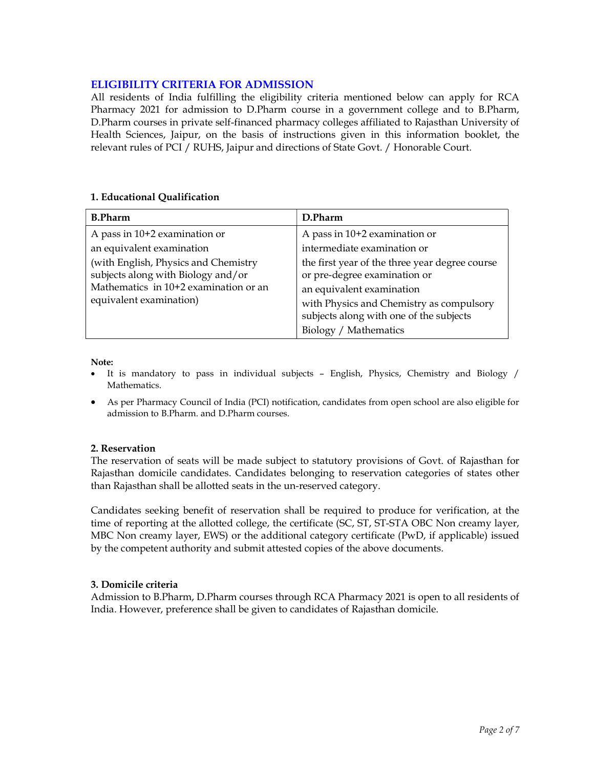## ELIGIBILITY CRITERIA FOR ADMISSION

All residents of India fulfilling the eligibility criteria mentioned below can apply for RCA Pharmacy 2021 for admission to D.Pharm course in a government college and to B.Pharm, D.Pharm courses in private self-financed pharmacy colleges affiliated to Rajasthan University of Health Sciences, Jaipur, on the basis of instructions given in this information booklet, the relevant rules of PCI / RUHS, Jaipur and directions of State Govt. / Honorable Court.

### 1. Educational Qualification

| B.Pharm | D.Pharm |
|---|---|
| A pass in 10+2 examination or<br>an equivalent examination<br>(with English, Physics and Chemistry subjects along with Biology and/or Mathematics in 10+2 examination or an equivalent examination) | A pass in 10+2 examination or<br>intermediate examination or<br>the first year of the three year degree course or pre-degree examination or<br>an equivalent examination<br>with Physics and Chemistry as compulsory subjects along with one of the subjects<br>Biology / Mathematics |

**Note:**

- It is mandatory to pass in individual subjects – English, Physics, Chemistry and Biology / Mathematics.
- As per Pharmacy Council of India (PCI) notification, candidates from open school are also eligible for admission to B.Pharm. and D.Pharm courses.

### 2. Reservation

The reservation of seats will be made subject to statutory provisions of Govt. of Rajasthan for Rajasthan domicile candidates. Candidates belonging to reservation categories of states other than Rajasthan shall be allotted seats in the un-reserved category.

Candidates seeking benefit of reservation shall be required to produce for verification, at the time of reporting at the allotted college, the certificate (SC, ST, ST-STA OBC Non creamy layer, MBC Non creamy layer, EWS) or the additional category certificate (PwD, if applicable) issued by the competent authority and submit attested copies of the above documents.

### 3. Domicile criteria

Admission to B.Pharm, D.Pharm courses through RCA Pharmacy 2021 is open to all residents of India. However, preference shall be given to candidates of Rajasthan domicile.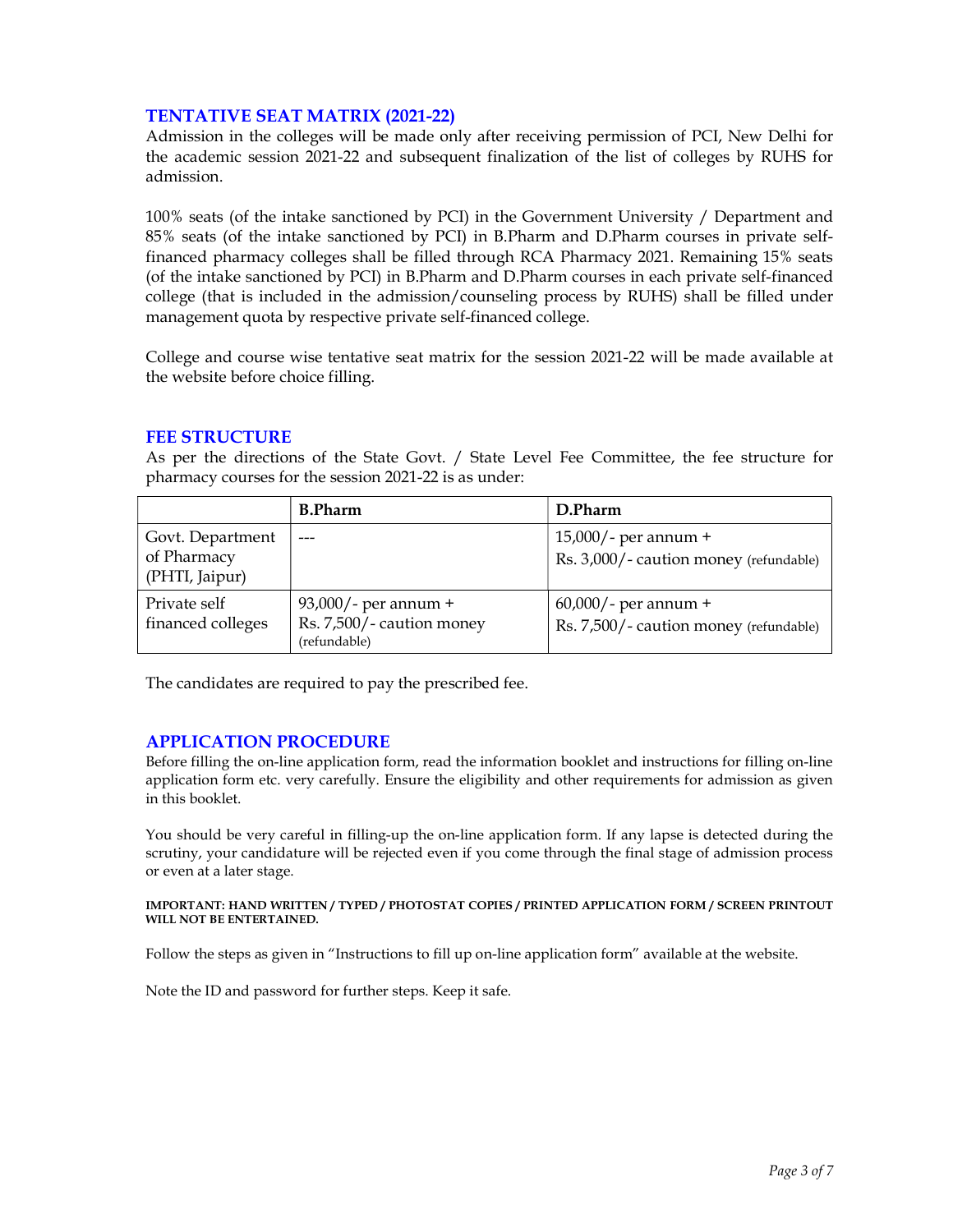## TENTATIVE SEAT MATRIX (2021-22)

Admission in the colleges will be made only after receiving permission of PCI, New Delhi for the academic session 2021-22 and subsequent finalization of the list of colleges by RUHS for admission.

100% seats (of the intake sanctioned by PCI) in the Government University / Department and 85% seats (of the intake sanctioned by PCI) in B.Pharm and D.Pharm courses in private self-financed pharmacy colleges shall be filled through RCA Pharmacy 2021. Remaining 15% seats (of the intake sanctioned by PCI) in B.Pharm and D.Pharm courses in each private self-financed college (that is included in the admission/counseling process by RUHS) shall be filled under management quota by respective private self-financed college.

College and course wise tentative seat matrix for the session 2021-22 will be made available at the website before choice filling.

## FEE STRUCTURE

As per the directions of the State Govt. / State Level Fee Committee, the fee structure for pharmacy courses for the session 2021-22 is as under:

| | **B.Pharm** | **D.Pharm** |
|---|---|---|
| Govt. Department of Pharmacy (PHTI, Jaipur) | --- | 15,000/- per annum + Rs. 3,000/- caution money (refundable) |
| Private self financed colleges | 93,000/- per annum + Rs. 7,500/- caution money (refundable) | 60,000/- per annum + Rs. 7,500/- caution money (refundable) |

The candidates are required to pay the prescribed fee.

## APPLICATION PROCEDURE

Before filling the on-line application form, read the information booklet and instructions for filling on-line application form etc. very carefully. Ensure the eligibility and other requirements for admission as given in this booklet.

You should be very careful in filling-up the on-line application form. If any lapse is detected during the scrutiny, your candidature will be rejected even if you come through the final stage of admission process or even at a later stage.

**IMPORTANT: HAND WRITTEN / TYPED / PHOTOSTAT COPIES / PRINTED APPLICATION FORM / SCREEN PRINTOUT WILL NOT BE ENTERTAINED.**

Follow the steps as given in "Instructions to fill up on-line application form" available at the website.

Note the ID and password for further steps. Keep it safe.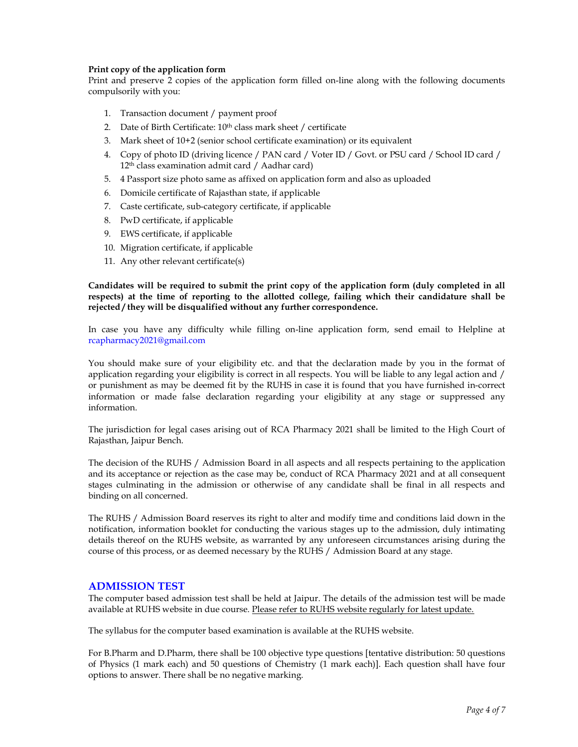**Print copy of the application form**

Print and preserve 2 copies of the application form filled on-line along with the following documents compulsorily with you:

1. Transaction document / payment proof
2. Date of Birth Certificate: 10th class mark sheet / certificate
3. Mark sheet of 10+2 (senior school certificate examination) or its equivalent
4. Copy of photo ID (driving licence / PAN card / Voter ID / Govt. or PSU card / School ID card / 12th class examination admit card / Aadhar card)
5. 4 Passport size photo same as affixed on application form and also as uploaded
6. Domicile certificate of Rajasthan state, if applicable
7. Caste certificate, sub-category certificate, if applicable
8. PwD certificate, if applicable
9. EWS certificate, if applicable
10. Migration certificate, if applicable
11. Any other relevant certificate(s)

**Candidates will be required to submit the print copy of the application form (duly completed in all respects) at the time of reporting to the allotted college, failing which their candidature shall be rejected / they will be disqualified without any further correspondence.**

In case you have any difficulty while filling on-line application form, send email to Helpline at rcapharmacy2021@gmail.com

You should make sure of your eligibility etc. and that the declaration made by you in the format of application regarding your eligibility is correct in all respects. You will be liable to any legal action and / or punishment as may be deemed fit by the RUHS in case it is found that you have furnished in-correct information or made false declaration regarding your eligibility at any stage or suppressed any information.

The jurisdiction for legal cases arising out of RCA Pharmacy 2021 shall be limited to the High Court of Rajasthan, Jaipur Bench.

The decision of the RUHS / Admission Board in all aspects and all respects pertaining to the application and its acceptance or rejection as the case may be, conduct of RCA Pharmacy 2021 and at all consequent stages culminating in the admission or otherwise of any candidate shall be final in all respects and binding on all concerned.

The RUHS / Admission Board reserves its right to alter and modify time and conditions laid down in the notification, information booklet for conducting the various stages up to the admission, duly intimating details thereof on the RUHS website, as warranted by any unforeseen circumstances arising during the course of this process, or as deemed necessary by the RUHS / Admission Board at any stage.

## ADMISSION TEST

The computer based admission test shall be held at Jaipur. The details of the admission test will be made available at RUHS website in due course. Please refer to RUHS website regularly for latest update.

The syllabus for the computer based examination is available at the RUHS website.

For B.Pharm and D.Pharm, there shall be 100 objective type questions [tentative distribution: 50 questions of Physics (1 mark each) and 50 questions of Chemistry (1 mark each)]. Each question shall have four options to answer. There shall be no negative marking.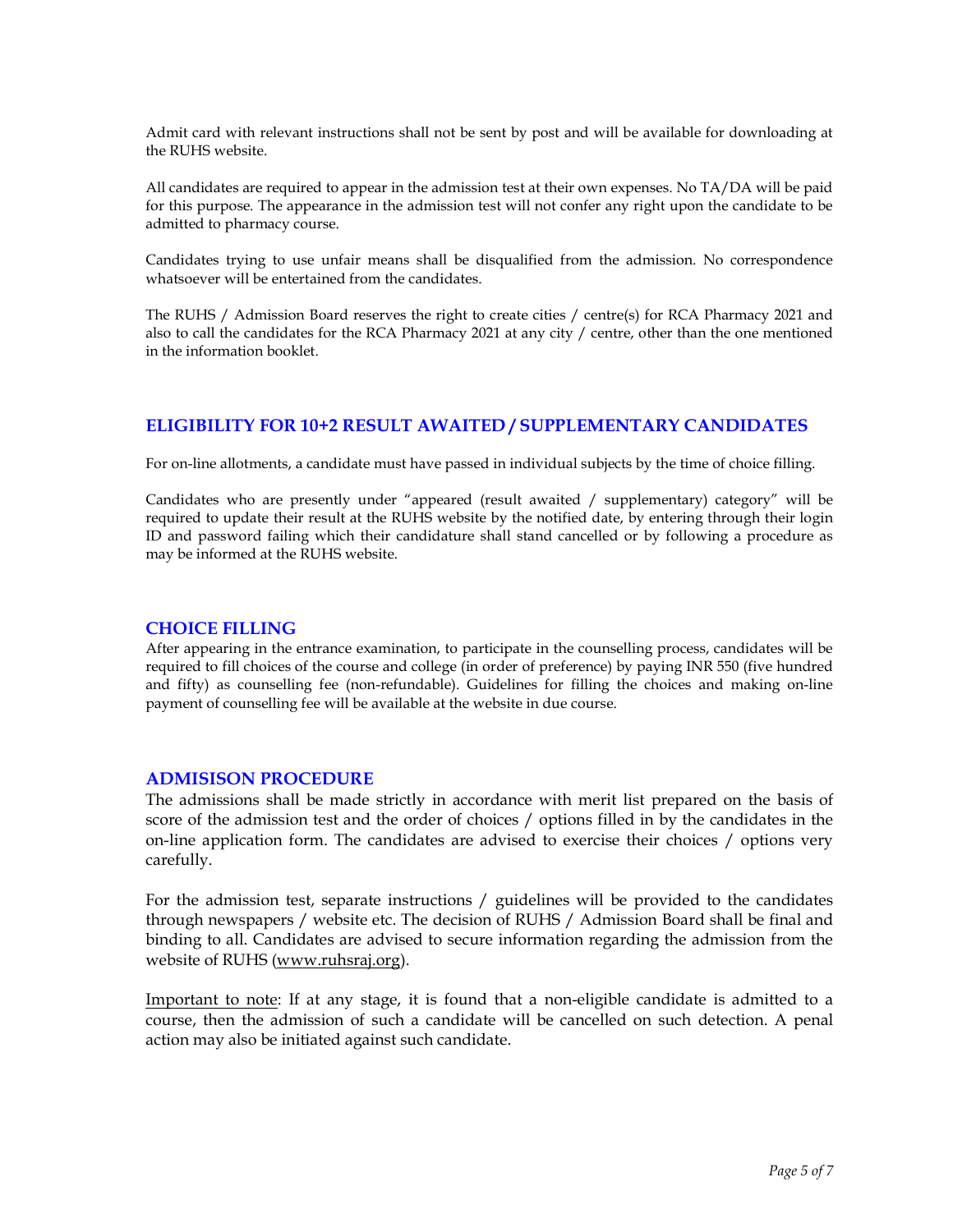Admit card with relevant instructions shall not be sent by post and will be available for downloading at the RUHS website.

All candidates are required to appear in the admission test at their own expenses. No TA/DA will be paid for this purpose. The appearance in the admission test will not confer any right upon the candidate to be admitted to pharmacy course.

Candidates trying to use unfair means shall be disqualified from the admission. No correspondence whatsoever will be entertained from the candidates.

The RUHS / Admission Board reserves the right to create cities / centre(s) for RCA Pharmacy 2021 and also to call the candidates for the RCA Pharmacy 2021 at any city / centre, other than the one mentioned in the information booklet.

## ELIGIBILITY FOR 10+2 RESULT AWAITED / SUPPLEMENTARY CANDIDATES

For on-line allotments, a candidate must have passed in individual subjects by the time of choice filling.

Candidates who are presently under "appeared (result awaited / supplementary) category" will be required to update their result at the RUHS website by the notified date, by entering through their login ID and password failing which their candidature shall stand cancelled or by following a procedure as may be informed at the RUHS website.

## CHOICE FILLING

After appearing in the entrance examination, to participate in the counselling process, candidates will be required to fill choices of the course and college (in order of preference) by paying INR 550 (five hundred and fifty) as counselling fee (non-refundable). Guidelines for filling the choices and making on-line payment of counselling fee will be available at the website in due course.

## ADMISISON PROCEDURE

The admissions shall be made strictly in accordance with merit list prepared on the basis of score of the admission test and the order of choices / options filled in by the candidates in the on-line application form. The candidates are advised to exercise their choices / options very carefully.

For the admission test, separate instructions / guidelines will be provided to the candidates through newspapers / website etc. The decision of RUHS / Admission Board shall be final and binding to all. Candidates are advised to secure information regarding the admission from the website of RUHS (www.ruhsraj.org).

Important to note: If at any stage, it is found that a non-eligible candidate is admitted to a course, then the admission of such a candidate will be cancelled on such detection. A penal action may also be initiated against such candidate.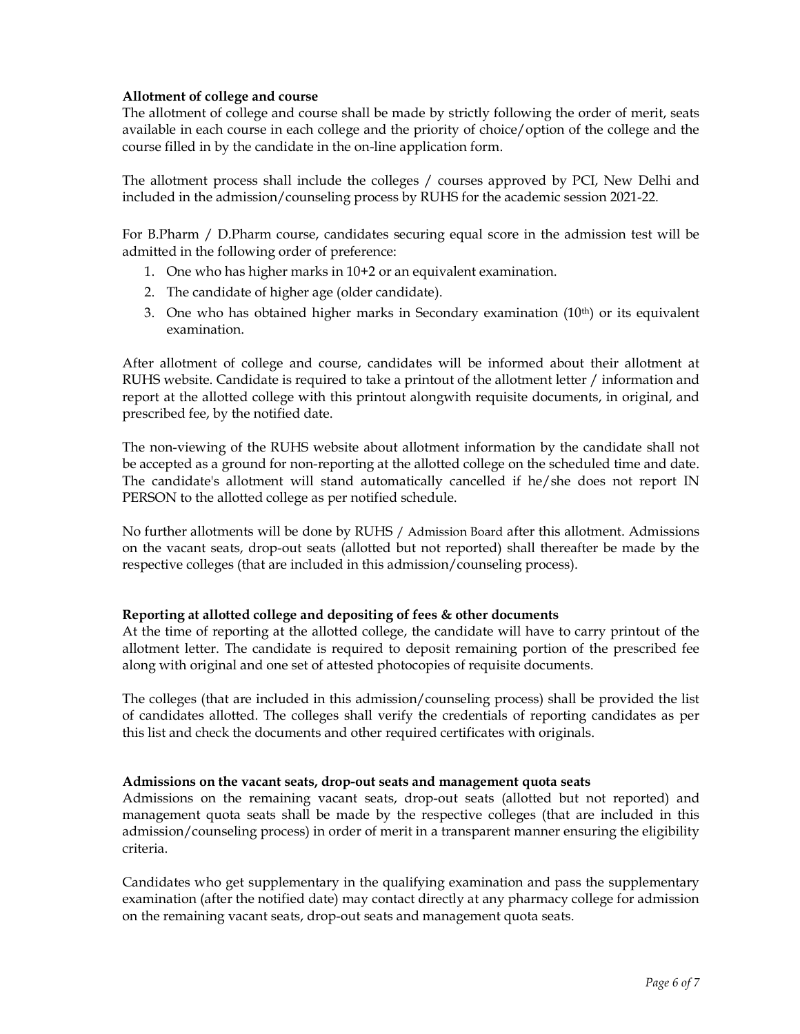**Allotment of college and course**

The allotment of college and course shall be made by strictly following the order of merit, seats available in each course in each college and the priority of choice/option of the college and the course filled in by the candidate in the on-line application form.

The allotment process shall include the colleges / courses approved by PCI, New Delhi and included in the admission/counseling process by RUHS for the academic session 2021-22.

For B.Pharm / D.Pharm course, candidates securing equal score in the admission test will be admitted in the following order of preference:

1. One who has higher marks in 10+2 or an equivalent examination.
2. The candidate of higher age (older candidate).
3. One who has obtained higher marks in Secondary examination (10$^{th}$) or its equivalent examination.

After allotment of college and course, candidates will be informed about their allotment at RUHS website. Candidate is required to take a printout of the allotment letter / information and report at the allotted college with this printout alongwith requisite documents, in original, and prescribed fee, by the notified date.

The non-viewing of the RUHS website about allotment information by the candidate shall not be accepted as a ground for non-reporting at the allotted college on the scheduled time and date. The candidate's allotment will stand automatically cancelled if he/she does not report IN PERSON to the allotted college as per notified schedule.

No further allotments will be done by RUHS / Admission Board after this allotment. Admissions on the vacant seats, drop-out seats (allotted but not reported) shall thereafter be made by the respective colleges (that are included in this admission/counseling process).

**Reporting at allotted college and depositing of fees & other documents**

At the time of reporting at the allotted college, the candidate will have to carry printout of the allotment letter. The candidate is required to deposit remaining portion of the prescribed fee along with original and one set of attested photocopies of requisite documents.

The colleges (that are included in this admission/counseling process) shall be provided the list of candidates allotted. The colleges shall verify the credentials of reporting candidates as per this list and check the documents and other required certificates with originals.

**Admissions on the vacant seats, drop-out seats and management quota seats**

Admissions on the remaining vacant seats, drop-out seats (allotted but not reported) and management quota seats shall be made by the respective colleges (that are included in this admission/counseling process) in order of merit in a transparent manner ensuring the eligibility criteria.

Candidates who get supplementary in the qualifying examination and pass the supplementary examination (after the notified date) may contact directly at any pharmacy college for admission on the remaining vacant seats, drop-out seats and management quota seats.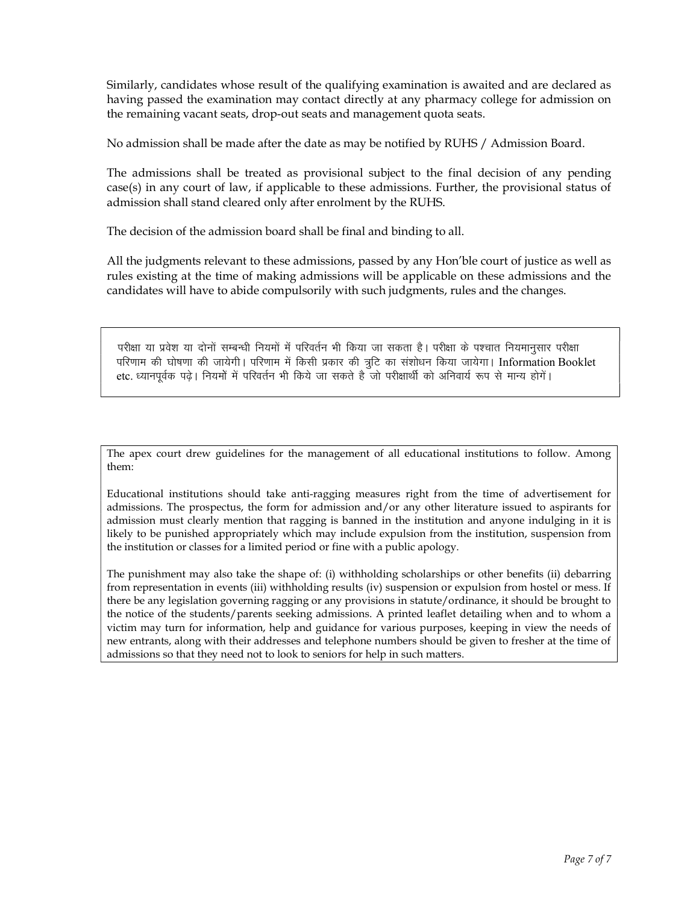Similarly, candidates whose result of the qualifying examination is awaited and are declared as having passed the examination may contact directly at any pharmacy college for admission on the remaining vacant seats, drop-out seats and management quota seats.

No admission shall be made after the date as may be notified by RUHS / Admission Board.

The admissions shall be treated as provisional subject to the final decision of any pending case(s) in any court of law, if applicable to these admissions. Further, the provisional status of admission shall stand cleared only after enrolment by the RUHS.

The decision of the admission board shall be final and binding to all.

All the judgments relevant to these admissions, passed by any Hon'ble court of justice as well as rules existing at the time of making admissions will be applicable on these admissions and the candidates will have to abide compulsorily with such judgments, rules and the changes.

परीक्षा या प्रवेश या दोनों सम्बन्धी नियमों में परिवर्तन भी किया जा सकता है। परीक्षा के पश्चात नियमानुसार परीक्षा परिणाम की घोषणा की जायेगी। परिणाम में किसी प्रकार की त्रुटि का संशोधन किया जायेगा। Information Booklet etc. ध्यानपूर्वक पढ़े। नियमों में परिवर्तन भी किये जा सकते है जो परीक्षार्थी को अनिवार्य रूप से मान्य होगें।

The apex court drew guidelines for the management of all educational institutions to follow. Among them:

Educational institutions should take anti-ragging measures right from the time of advertisement for admissions. The prospectus, the form for admission and/or any other literature issued to aspirants for admission must clearly mention that ragging is banned in the institution and anyone indulging in it is likely to be punished appropriately which may include expulsion from the institution, suspension from the institution or classes for a limited period or fine with a public apology.

The punishment may also take the shape of: (i) withholding scholarships or other benefits (ii) debarring from representation in events (iii) withholding results (iv) suspension or expulsion from hostel or mess. If there be any legislation governing ragging or any provisions in statute/ordinance, it should be brought to the notice of the students/parents seeking admissions. A printed leaflet detailing when and to whom a victim may turn for information, help and guidance for various purposes, keeping in view the needs of new entrants, along with their addresses and telephone numbers should be given to fresher at the time of admissions so that they need not to look to seniors for help in such matters.